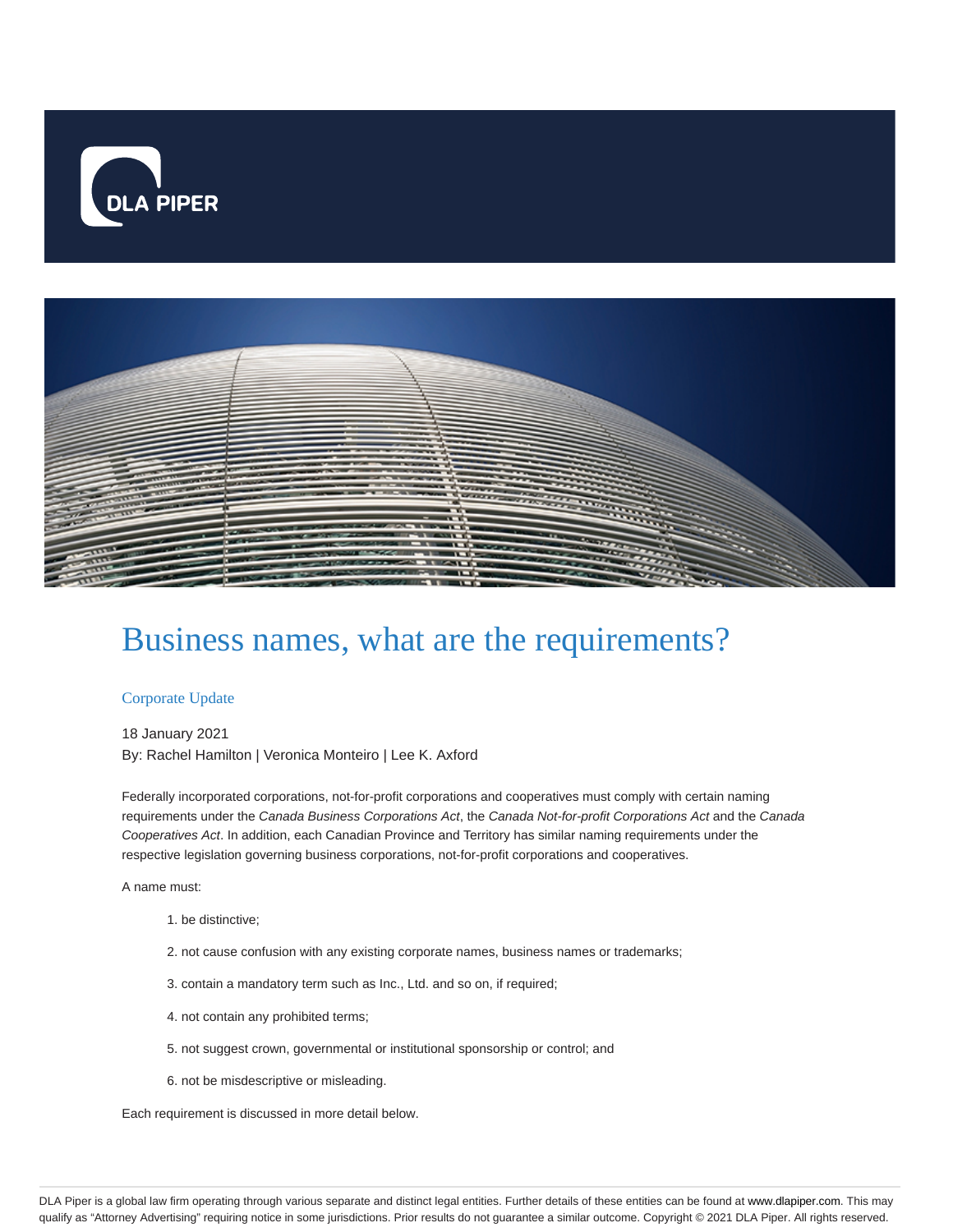# Business names, what are the requirements?

Corporate Update

18 January 2021

By: Rachel Hamilton | Veronica Monteiro | Lee K. Axford

Federally incorporated corporations, not-for-profit corporations and cooperatives must comply with certain naming requirements under the *Canada Business Corporations Act*, the *Canada Not-for-profit Corporations Act* and the *Canada Cooperatives Act*. In addition, each Canadian Province and Territory has similar naming requirements under the respective legislation governing business corporations, not-for-profit corporations and cooperatives.

A name must:

1. be distinctive;
2. not cause confusion with any existing corporate names, business names or trademarks;
3. contain a mandatory term such as Inc., Ltd. and so on, if required;
4. not contain any prohibited terms;
5. not suggest crown, governmental or institutional sponsorship or control; and
6. not be misdescriptive or misleading.

Each requirement is discussed in more detail below.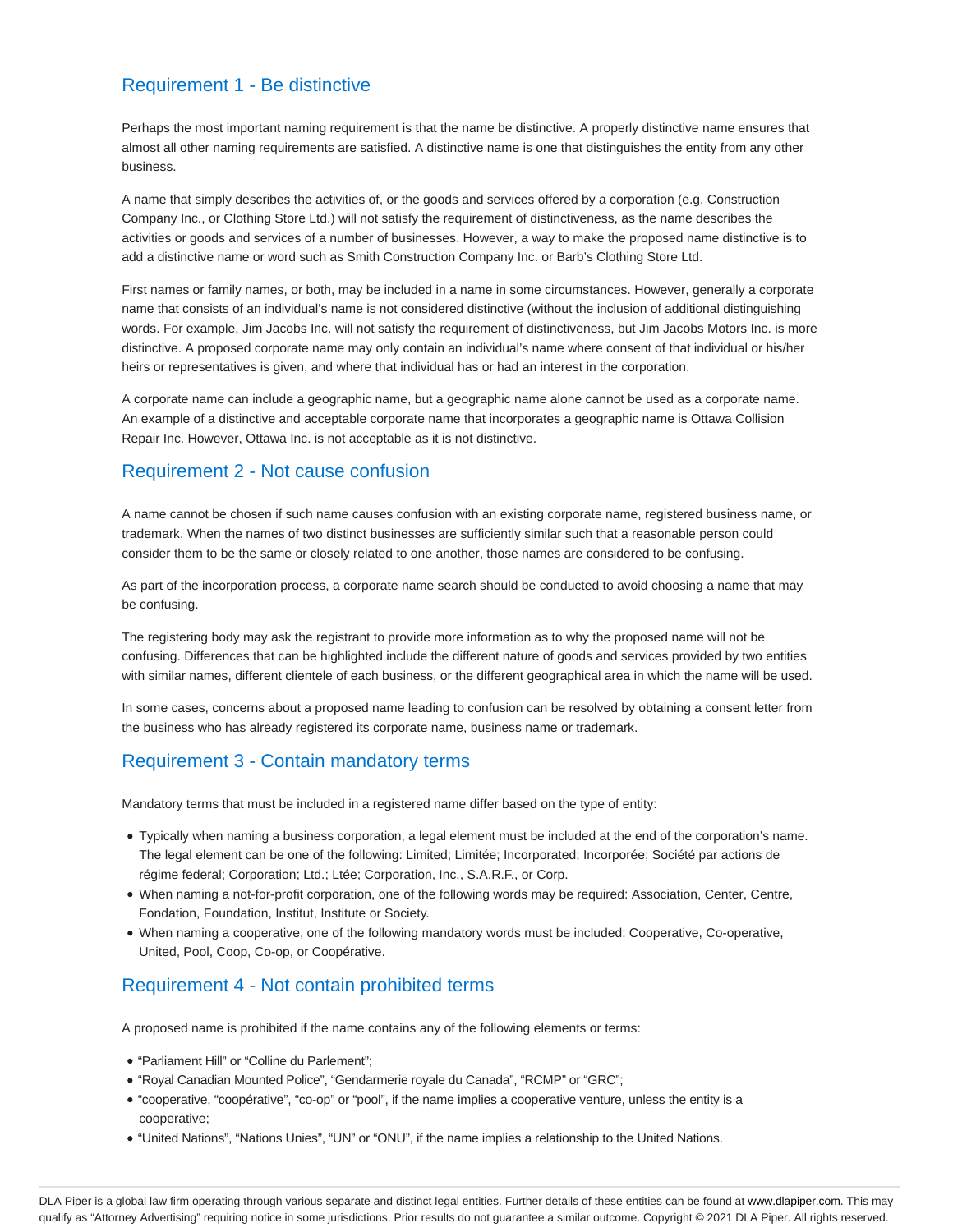## Requirement 1 - Be distinctive

Perhaps the most important naming requirement is that the name be distinctive. A properly distinctive name ensures that almost all other naming requirements are satisfied. A distinctive name is one that distinguishes the entity from any other business.

A name that simply describes the activities of, or the goods and services offered by a corporation (e.g. Construction Company Inc., or Clothing Store Ltd.) will not satisfy the requirement of distinctiveness, as the name describes the activities or goods and services of a number of businesses. However, a way to make the proposed name distinctive is to add a distinctive name or word such as Smith Construction Company Inc. or Barb's Clothing Store Ltd.

First names or family names, or both, may be included in a name in some circumstances. However, generally a corporate name that consists of an individual's name is not considered distinctive (without the inclusion of additional distinguishing words. For example, Jim Jacobs Inc. will not satisfy the requirement of distinctiveness, but Jim Jacobs Motors Inc. is more distinctive. A proposed corporate name may only contain an individual's name where consent of that individual or his/her heirs or representatives is given, and where that individual has or had an interest in the corporation.

A corporate name can include a geographic name, but a geographic name alone cannot be used as a corporate name. An example of a distinctive and acceptable corporate name that incorporates a geographic name is Ottawa Collision Repair Inc. However, Ottawa Inc. is not acceptable as it is not distinctive.

## Requirement 2 - Not cause confusion

A name cannot be chosen if such name causes confusion with an existing corporate name, registered business name, or trademark. When the names of two distinct businesses are sufficiently similar such that a reasonable person could consider them to be the same or closely related to one another, those names are considered to be confusing.

As part of the incorporation process, a corporate name search should be conducted to avoid choosing a name that may be confusing.

The registering body may ask the registrant to provide more information as to why the proposed name will not be confusing. Differences that can be highlighted include the different nature of goods and services provided by two entities with similar names, different clientele of each business, or the different geographical area in which the name will be used.

In some cases, concerns about a proposed name leading to confusion can be resolved by obtaining a consent letter from the business who has already registered its corporate name, business name or trademark.

## Requirement 3 - Contain mandatory terms

Mandatory terms that must be included in a registered name differ based on the type of entity:

- Typically when naming a business corporation, a legal element must be included at the end of the corporation's name. The legal element can be one of the following: Limited; Limitée; Incorporated; Incorporée; Société par actions de régime federal; Corporation; Ltd.; Ltée; Corporation, Inc., S.A.R.F., or Corp.
- When naming a not-for-profit corporation, one of the following words may be required: Association, Center, Centre, Fondation, Foundation, Institut, Institute or Society.
- When naming a cooperative, one of the following mandatory words must be included: Cooperative, Co-operative, United, Pool, Coop, Co-op, or Coopérative.

## Requirement 4 - Not contain prohibited terms

A proposed name is prohibited if the name contains any of the following elements or terms:

- "Parliament Hill" or "Colline du Parlement";
- "Royal Canadian Mounted Police", "Gendarmerie royale du Canada", "RCMP" or "GRC";
- "cooperative, "coopérative", "co-op" or "pool", if the name implies a cooperative venture, unless the entity is a cooperative;
- "United Nations", "Nations Unies", "UN" or "ONU", if the name implies a relationship to the United Nations.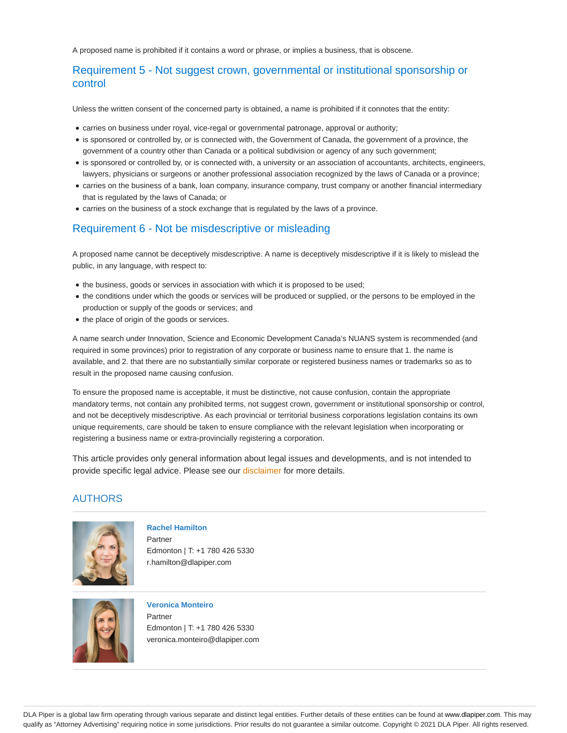A proposed name is prohibited if it contains a word or phrase, or implies a business, that is obscene.

## Requirement 5 - Not suggest crown, governmental or institutional sponsorship or control

Unless the written consent of the concerned party is obtained, a name is prohibited if it connotes that the entity:

- carries on business under royal, vice-regal or governmental patronage, approval or authority;
- is sponsored or controlled by, or is connected with, the Government of Canada, the government of a province, the government of a country other than Canada or a political subdivision or agency of any such government;
- is sponsored or controlled by, or is connected with, a university or an association of accountants, architects, engineers, lawyers, physicians or surgeons or another professional association recognized by the laws of Canada or a province;
- carries on the business of a bank, loan company, insurance company, trust company or another financial intermediary that is regulated by the laws of Canada; or
- carries on the business of a stock exchange that is regulated by the laws of a province.

## Requirement 6 - Not be misdescriptive or misleading

A proposed name cannot be deceptively misdescriptive. A name is deceptively misdescriptive if it is likely to mislead the public, in any language, with respect to:

- the business, goods or services in association with which it is proposed to be used;
- the conditions under which the goods or services will be produced or supplied, or the persons to be employed in the production or supply of the goods or services; and
- the place of origin of the goods or services.

A name search under Innovation, Science and Economic Development Canada's NUANS system is recommended (and required in some provinces) prior to registration of any corporate or business name to ensure that 1. the name is available, and 2. that there are no substantially similar corporate or registered business names or trademarks so as to result in the proposed name causing confusion.

To ensure the proposed name is acceptable, it must be distinctive, not cause confusion, contain the appropriate mandatory terms, not contain any prohibited terms, not suggest crown, government or institutional sponsorship or control, and not be deceptively misdescriptive. As each provincial or territorial business corporations legislation contains its own unique requirements, care should be taken to ensure compliance with the relevant legislation when incorporating or registering a business name or extra-provincially registering a corporation.

This article provides only general information about legal issues and developments, and is not intended to provide specific legal advice. Please see our disclaimer for more details.

## AUTHORS

**Rachel Hamilton**
Partner
Edmonton | T: +1 780 426 5330
r.hamilton@dlapiper.com

**Veronica Monteiro**
Partner
Edmonton | T: +1 780 426 5330
veronica.monteiro@dlapiper.com

DLA Piper is a global law firm operating through various separate and distinct legal entities. Further details of these entities can be found at www.dlapiper.com. This may qualify as "Attorney Advertising" requiring notice in some jurisdictions. Prior results do not guarantee a similar outcome. Copyright © 2021 DLA Piper. All rights reserved.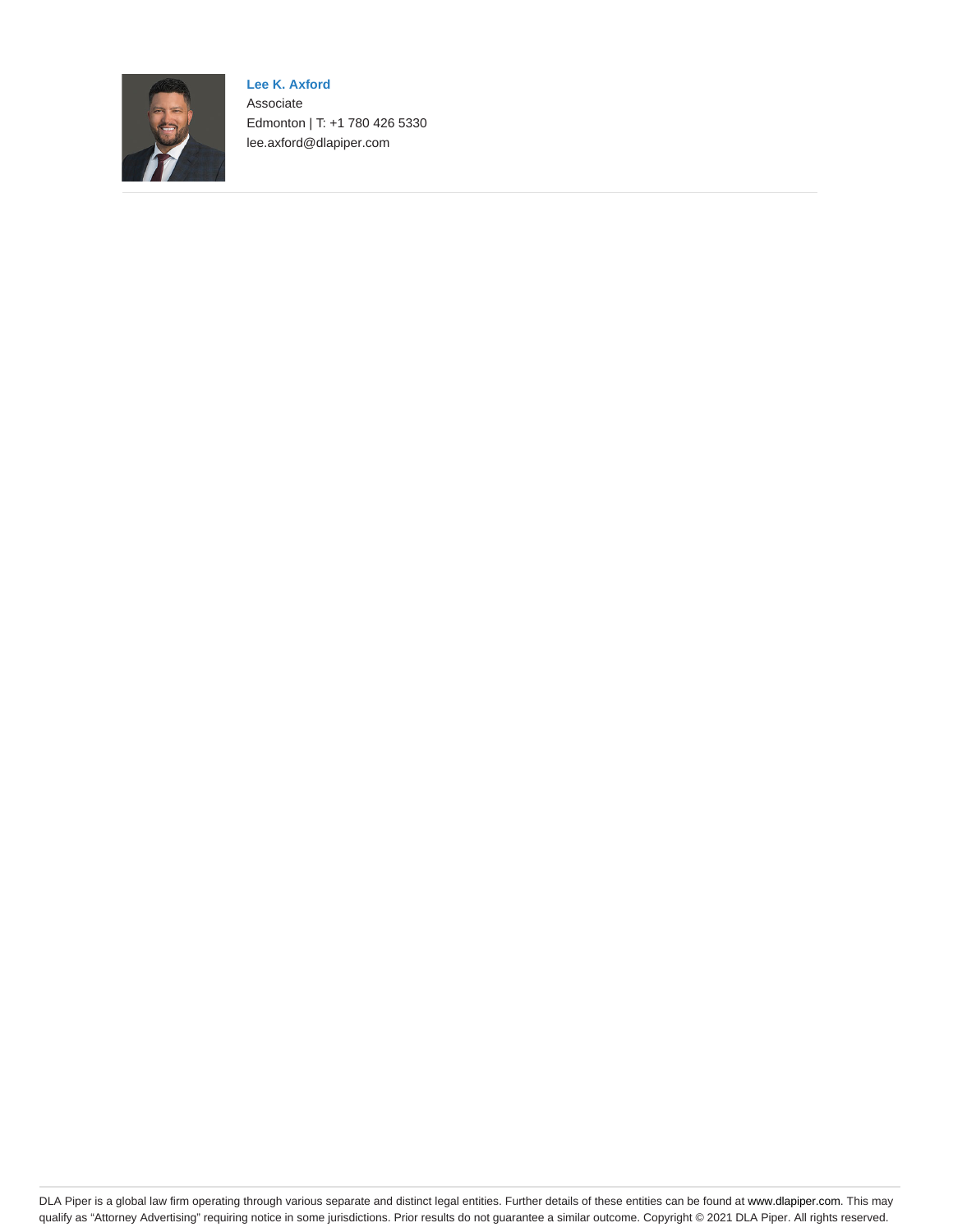**Lee K. Axford**
Associate
Edmonton | T: +1 780 426 5330
lee.axford@dlapiper.com

---

DLA Piper is a global law firm operating through various separate and distinct legal entities. Further details of these entities can be found at www.dlapiper.com. This may qualify as "Attorney Advertising" requiring notice in some jurisdictions. Prior results do not guarantee a similar outcome. Copyright © 2021 DLA Piper. All rights reserved.